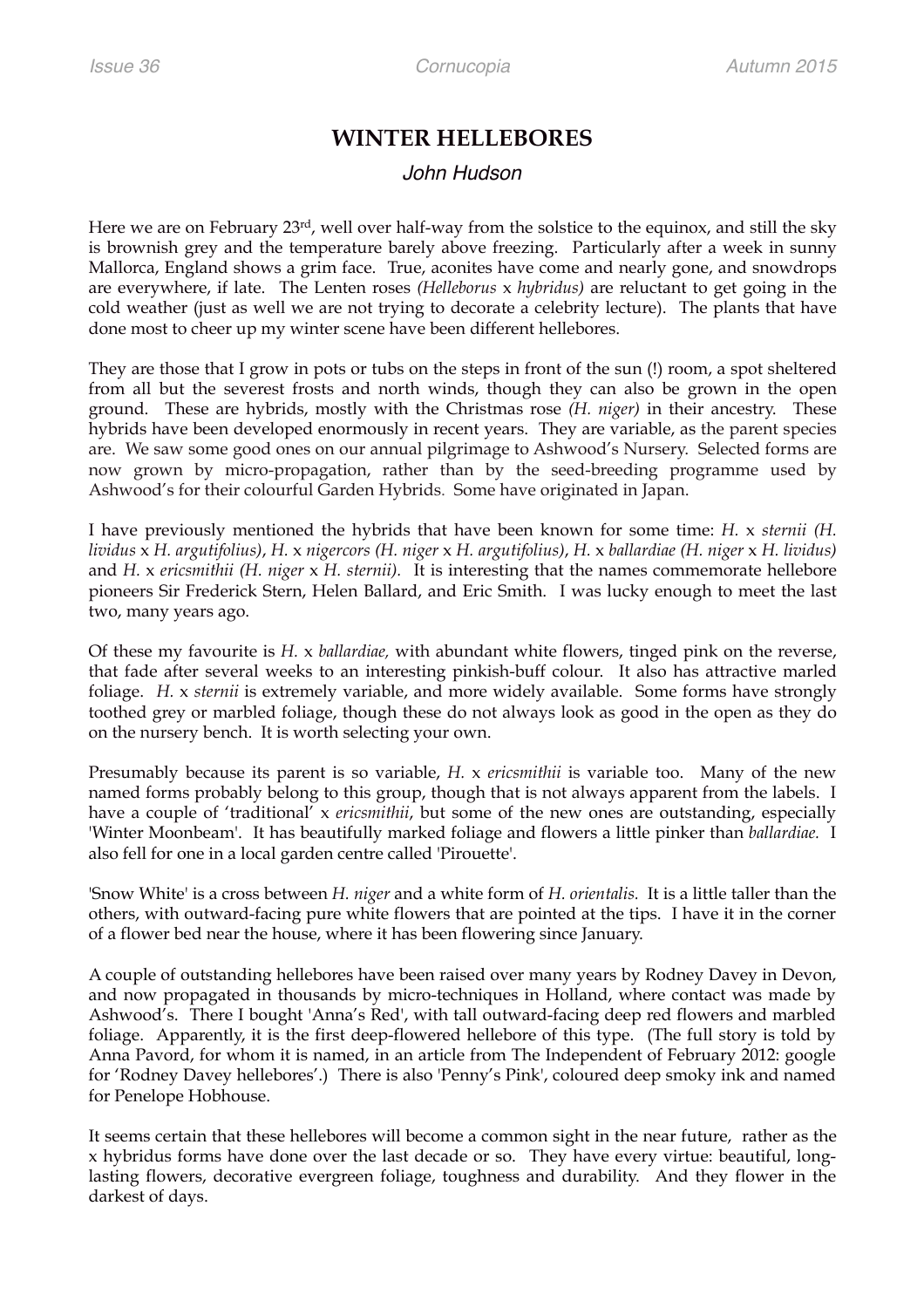# WINTER HELLEBORES

*John Hudson*

Here we are on February 23rd, well over half-way from the solstice to the equinox, and still the sky is brownish grey and the temperature barely above freezing. Particularly after a week in sunny Mallorca, England shows a grim face. True, aconites have come and nearly gone, and snowdrops are everywhere, if late. The Lenten roses *(Helleborus* x *hybridus)* are reluctant to get going in the cold weather (just as well we are not trying to decorate a celebrity lecture). The plants that have done most to cheer up my winter scene have been different hellebores.

They are those that I grow in pots or tubs on the steps in front of the sun (!) room, a spot sheltered from all but the severest frosts and north winds, though they can also be grown in the open ground. These are hybrids, mostly with the Christmas rose *(H. niger)* in their ancestry. These hybrids have been developed enormously in recent years. They are variable, as the parent species are. We saw some good ones on our annual pilgrimage to Ashwood's Nursery. Selected forms are now grown by micro-propagation, rather than by the seed-breeding programme used by Ashwood's for their colourful Garden Hybrids. Some have originated in Japan.

I have previously mentioned the hybrids that have been known for some time: *H.* x *sternii (H. lividus* x *H. argutifolius)*, *H.* x *nigercors (H. niger* x *H. argutifolius)*, *H.* x *ballardiae (H. niger* x *H. lividus)* and *H.* x *ericsmithii (H. niger* x *H. sternii).* It is interesting that the names commemorate hellebore pioneers Sir Frederick Stern, Helen Ballard, and Eric Smith. I was lucky enough to meet the last two, many years ago.

Of these my favourite is *H.* x *ballardiae,* with abundant white flowers, tinged pink on the reverse, that fade after several weeks to an interesting pinkish-buff colour. It also has attractive marled foliage. *H.* x *sternii* is extremely variable, and more widely available. Some forms have strongly toothed grey or marbled foliage, though these do not always look as good in the open as they do on the nursery bench. It is worth selecting your own.

Presumably because its parent is so variable, *H.* x *ericsmithii* is variable too. Many of the new named forms probably belong to this group, though that is not always apparent from the labels. I have a couple of 'traditional' x *ericsmithii*, but some of the new ones are outstanding, especially 'Winter Moonbeam'. It has beautifully marked foliage and flowers a little pinker than *ballardiae.* I also fell for one in a local garden centre called 'Pirouette'.

'Snow White' is a cross between *H. niger* and a white form of *H. orientalis.* It is a little taller than the others, with outward-facing pure white flowers that are pointed at the tips. I have it in the corner of a flower bed near the house, where it has been flowering since January.

A couple of outstanding hellebores have been raised over many years by Rodney Davey in Devon, and now propagated in thousands by micro-techniques in Holland, where contact was made by Ashwood's. There I bought 'Anna's Red', with tall outward-facing deep red flowers and marbled foliage. Apparently, it is the first deep-flowered hellebore of this type. (The full story is told by Anna Pavord, for whom it is named, in an article from The Independent of February 2012: google for 'Rodney Davey hellebores'.) There is also 'Penny's Pink', coloured deep smoky ink and named for Penelope Hobhouse.

It seems certain that these hellebores will become a common sight in the near future, rather as the x hybridus forms have done over the last decade or so. They have every virtue: beautiful, long-lasting flowers, decorative evergreen foliage, toughness and durability. And they flower in the darkest of days.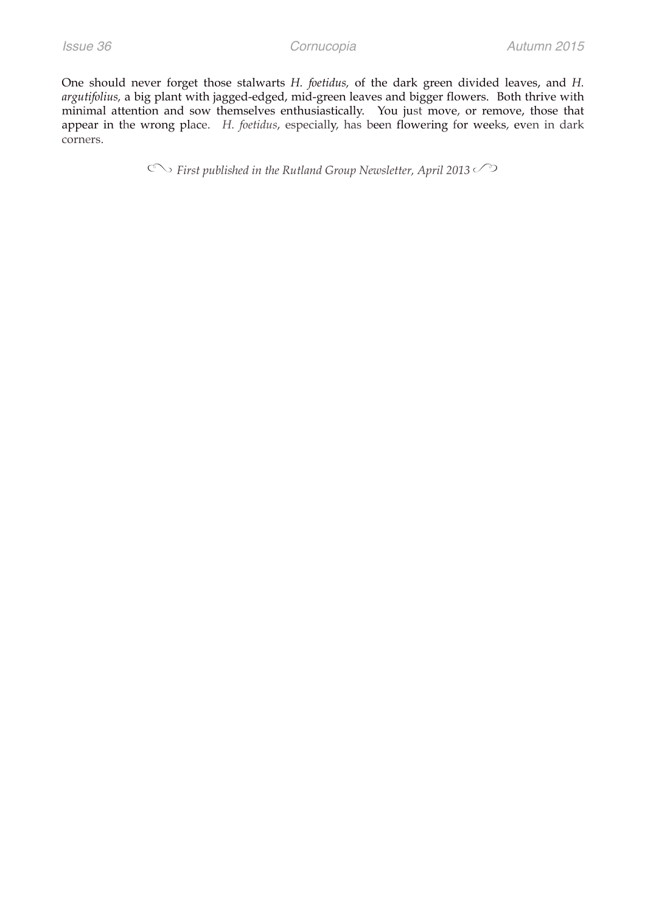One should never forget those stalwarts *H. foetidus,* of the dark green divided leaves, and *H. argutifolius,* a big plant with jagged-edged, mid-green leaves and bigger flowers. Both thrive with minimal attention and sow themselves enthusiastically. You just move, or remove, those that appear in the wrong place. *H. foetidus*, especially, has been flowering for weeks, even in dark corners.

*First published in the Rutland Group Newsletter, April 2013*